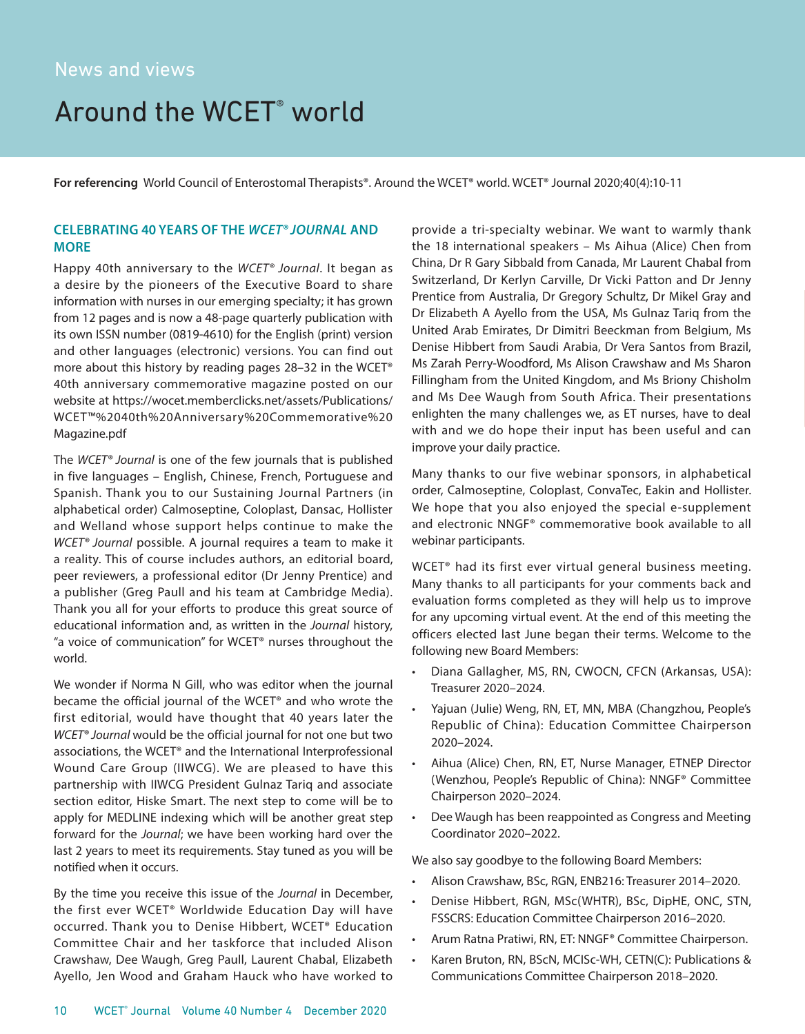News and views

# Around the WCET® world

**For referencing** World Council of Enterostomal Therapists®. Around the WCET® world. WCET® Journal 2020;40(4):10-11

## CELEBRATING 40 YEARS OF THE *WCET® JOURNAL* AND MORE

Happy 40th anniversary to the *WCET® Journal*. It began as a desire by the pioneers of the Executive Board to share information with nurses in our emerging specialty; it has grown from 12 pages and is now a 48-page quarterly publication with its own ISSN number (0819-4610) for the English (print) version and other languages (electronic) versions. You can find out more about this history by reading pages 28–32 in the WCET® 40th anniversary commemorative magazine posted on our website at https://wocet.memberclicks.net/assets/Publications/WCET™%2040th%20Anniversary%20Commemorative%20Magazine.pdf

The *WCET® Journal* is one of the few journals that is published in five languages – English, Chinese, French, Portuguese and Spanish. Thank you to our Sustaining Journal Partners (in alphabetical order) Calmoseptine, Coloplast, Dansac, Hollister and Welland whose support helps continue to make the *WCET® Journal* possible. A journal requires a team to make it a reality. This of course includes authors, an editorial board, peer reviewers, a professional editor (Dr Jenny Prentice) and a publisher (Greg Paull and his team at Cambridge Media). Thank you all for your efforts to produce this great source of educational information and, as written in the *Journal* history, "a voice of communication" for WCET® nurses throughout the world.

We wonder if Norma N Gill, who was editor when the journal became the official journal of the WCET® and who wrote the first editorial, would have thought that 40 years later the *WCET® Journal* would be the official journal for not one but two associations, the WCET® and the International Interprofessional Wound Care Group (IIWCG). We are pleased to have this partnership with IIWCG President Gulnaz Tariq and associate section editor, Hiske Smart. The next step to come will be to apply for MEDLINE indexing which will be another great step forward for the *Journal*; we have been working hard over the last 2 years to meet its requirements. Stay tuned as you will be notified when it occurs.

By the time you receive this issue of the *Journal* in December, the first ever WCET® Worldwide Education Day will have occurred. Thank you to Denise Hibbert, WCET® Education Committee Chair and her taskforce that included Alison Crawshaw, Dee Waugh, Greg Paull, Laurent Chabal, Elizabeth Ayello, Jen Wood and Graham Hauck who have worked to provide a tri-specialty webinar. We want to warmly thank the 18 international speakers – Ms Aihua (Alice) Chen from China, Dr R Gary Sibbald from Canada, Mr Laurent Chabal from Switzerland, Dr Kerlyn Carville, Dr Vicki Patton and Dr Jenny Prentice from Australia, Dr Gregory Schultz, Dr Mikel Gray and Dr Elizabeth A Ayello from the USA, Ms Gulnaz Tariq from the United Arab Emirates, Dr Dimitri Beeckman from Belgium, Ms Denise Hibbert from Saudi Arabia, Dr Vera Santos from Brazil, Ms Zarah Perry-Woodford, Ms Alison Crawshaw and Ms Sharon Fillingham from the United Kingdom, and Ms Briony Chisholm and Ms Dee Waugh from South Africa. Their presentations enlighten the many challenges we, as ET nurses, have to deal with and we do hope their input has been useful and can improve your daily practice.

Many thanks to our five webinar sponsors, in alphabetical order, Calmoseptine, Coloplast, ConvaTec, Eakin and Hollister. We hope that you also enjoyed the special e-supplement and electronic NNGF® commemorative book available to all webinar participants.

WCET® had its first ever virtual general business meeting. Many thanks to all participants for your comments back and evaluation forms completed as they will help us to improve for any upcoming virtual event. At the end of this meeting the officers elected last June began their terms. Welcome to the following new Board Members:

- Diana Gallagher, MS, RN, CWOCN, CFCN (Arkansas, USA): Treasurer 2020–2024.
- Yajuan (Julie) Weng, RN, ET, MN, MBA (Changzhou, People's Republic of China): Education Committee Chairperson 2020–2024.
- Aihua (Alice) Chen, RN, ET, Nurse Manager, ETNEP Director (Wenzhou, People's Republic of China): NNGF® Committee Chairperson 2020–2024.
- Dee Waugh has been reappointed as Congress and Meeting Coordinator 2020–2022.

We also say goodbye to the following Board Members:

- Alison Crawshaw, BSc, RGN, ENB216: Treasurer 2014–2020.
- Denise Hibbert, RGN, MSc(WHTR), BSc, DipHE, ONC, STN, FSSCRS: Education Committee Chairperson 2016–2020.
- Arum Ratna Pratiwi, RN, ET: NNGF® Committee Chairperson.
- Karen Bruton, RN, BScN, MCISc-WH, CETN(C): Publications & Communications Committee Chairperson 2018–2020.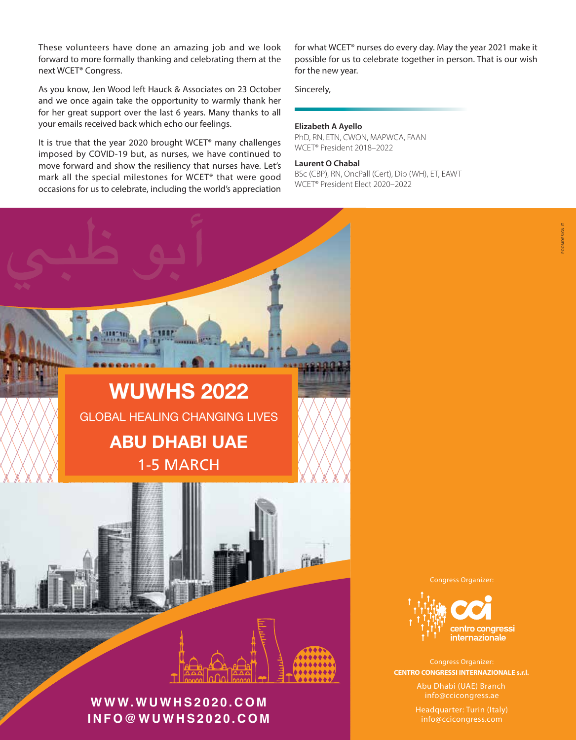These volunteers have done an amazing job and we look forward to more formally thanking and celebrating them at the next WCET® Congress.

As you know, Jen Wood left Hauck & Associates on 23 October and we once again take the opportunity to warmly thank her for her great support over the last 6 years. Many thanks to all your emails received back which echo our feelings.

It is true that the year 2020 brought WCET® many challenges imposed by COVID-19 but, as nurses, we have continued to move forward and show the resiliency that nurses have. Let's mark all the special milestones for WCET® that were good occasions for us to celebrate, including the world's appreciation for what WCET® nurses do every day. May the year 2021 make it possible for us to celebrate together in person. That is our wish for the new year.

Sincerely,

**Elizabeth A Ayello**
PhD, RN, ETN, CWON, MAPWCA, FAAN
WCET® President 2018–2022

**Laurent O Chabal**
BSc (CBP), RN, OncPall (Cert), Dip (WH), ET, EAWT
WCET® President Elect 2020–2022

أبو ظبي

# WUWHS 2022

GLOBAL HEALING CHANGING LIVES

## ABU DHABI UAE

1-5 MARCH

**WWW.WUWHS2020.COM**
**INFO@WUWHS2020.COM**

Congress Organizer:

cci centro congressi internazionale

Congress Organizer:
**CENTRO CONGRESSI INTERNAZIONALE s.r.l.**

Abu Dhabi (UAE) Branch
info@ccicongress.ae

Headquarter: Turin (Italy)
info@ccicongress.com